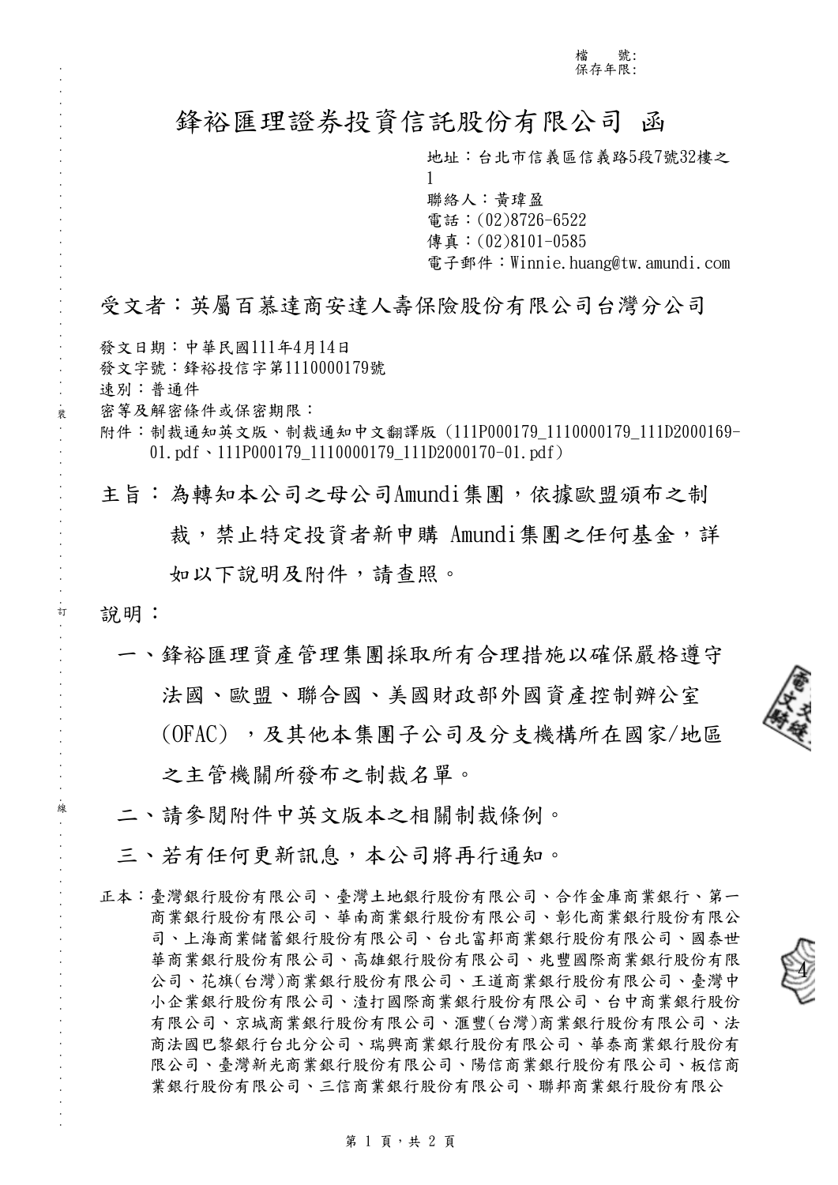檔　號:
保存年限:

# 鋒裕匯理證券投資信託股份有限公司 函

地址：台北市信義區信義路5段7號32樓之1
聯絡人：黃瑋盈
電話：(02)8726-6522
傳真：(02)8101-0585
電子郵件：Winnie.huang@tw.amundi.com

受文者：英屬百慕達商安達人壽保險股份有限公司台灣分公司

發文日期：中華民國111年4月14日
發文字號：鋒裕投信字第1110000179號
速別：普通件
密等及解密條件或保密期限：
附件：制裁通知英文版、制裁通知中文翻譯版（111P000179_1110000179_111D2000169-01.pdf、111P000179_1110000179_111D2000170-01.pdf）

主旨：為轉知本公司之母公司Amundi集團，依據歐盟頒布之制裁，禁止特定投資者新申購 Amundi集團之任何基金，詳如以下說明及附件，請查照。

說明：

一、鋒裕匯理資產管理集團採取所有合理措施以確保嚴格遵守法國、歐盟、聯合國、美國財政部外國資產控制辦公室(OFAC) ，及其他本集團子公司及分支機構所在國家/地區之主管機關所發布之制裁名單。

二、請參閱附件中英文版本之相關制裁條例。

三、若有任何更新訊息，本公司將再行通知。

正本：臺灣銀行股份有限公司、臺灣土地銀行股份有限公司、合作金庫商業銀行、第一商業銀行股份有限公司、華南商業銀行股份有限公司、彰化商業銀行股份有限公司、上海商業儲蓄銀行股份有限公司、台北富邦商業銀行股份有限公司、國泰世華商業銀行股份有限公司、高雄銀行股份有限公司、兆豐國際商業銀行股份有限公司、花旗(台灣)商業銀行股份有限公司、王道商業銀行股份有限公司、臺灣中小企業銀行股份有限公司、渣打國際商業銀行股份有限公司、台中商業銀行股份有限公司、京城商業銀行股份有限公司、滙豐(台灣)商業銀行股份有限公司、法商法國巴黎銀行台北分公司、瑞興商業銀行股份有限公司、華泰商業銀行股份有限公司、臺灣新光商業銀行股份有限公司、陽信商業銀行股份有限公司、板信商業銀行股份有限公司、三信商業銀行股份有限公司、聯邦商業銀行股份有限公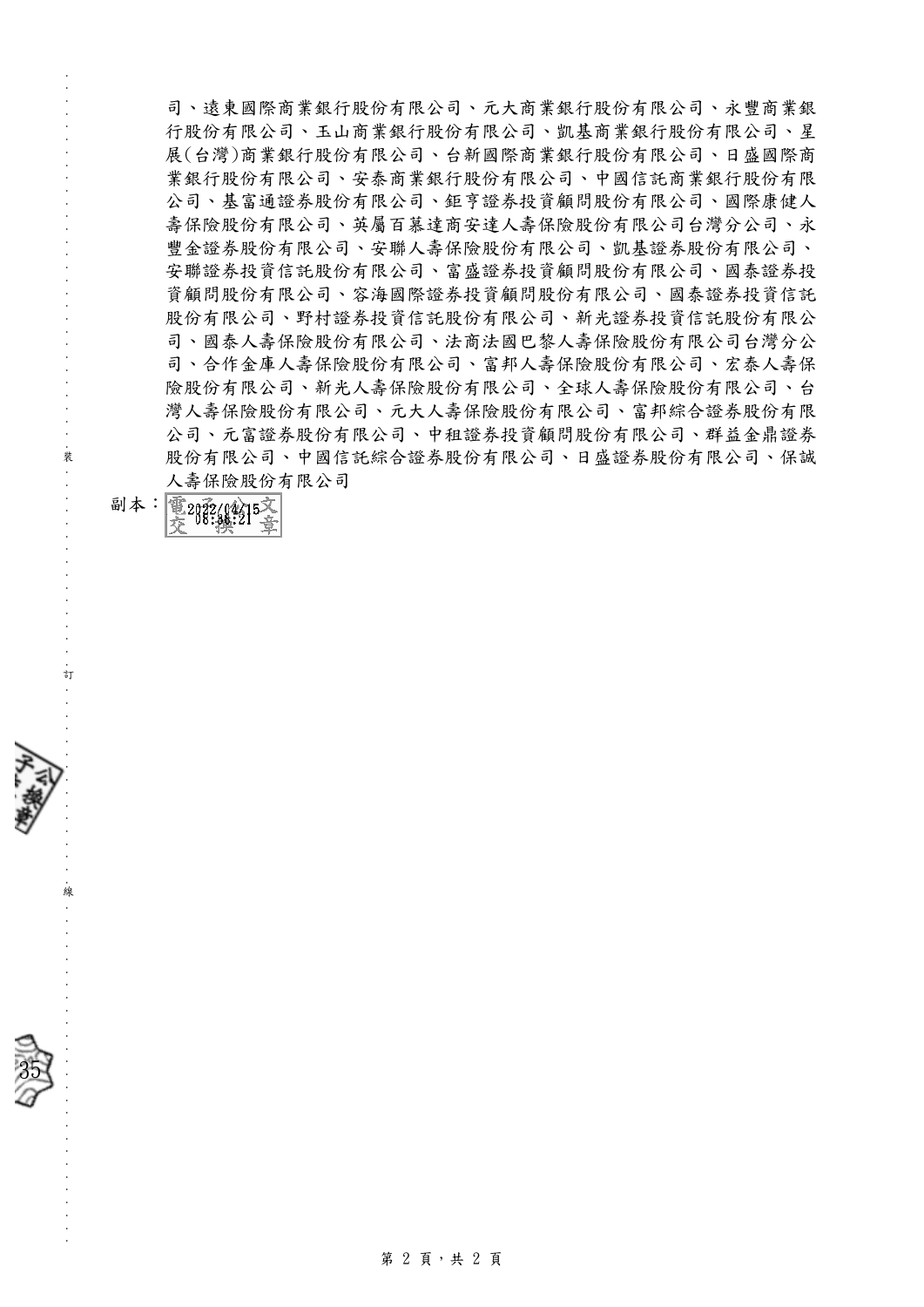司、遠東國際商業銀行股份有限公司、元大商業銀行股份有限公司、永豐商業銀行股份有限公司、玉山商業銀行股份有限公司、凱基商業銀行股份有限公司、星展(台灣)商業銀行股份有限公司、台新國際商業銀行股份有限公司、日盛國際商業銀行股份有限公司、安泰商業銀行股份有限公司、中國信託商業銀行股份有限公司、基富通證券股份有限公司、鉅亨證券投資顧問股份有限公司、國際康健人壽保險股份有限公司、英屬百慕達商安達人壽保險股份有限公司台灣分公司、永豐金證券股份有限公司、安聯人壽保險股份有限公司、凱基證券股份有限公司、安聯證券投資信託股份有限公司、富盛證券投資顧問股份有限公司、國泰證券投資顧問股份有限公司、容海國際證券投資顧問股份有限公司、國泰證券投資信託股份有限公司、野村證券投資信託股份有限公司、新光證券投資信託股份有限公司、國泰人壽保險股份有限公司、法商法國巴黎人壽保險股份有限公司台灣分公司、合作金庫人壽保險股份有限公司、富邦人壽保險股份有限公司、宏泰人壽保險股份有限公司、新光人壽保險股份有限公司、全球人壽保險股份有限公司、台灣人壽保險股份有限公司、元大人壽保險股份有限公司、富邦綜合證券股份有限公司、元富證券股份有限公司、中租證券投資顧問股份有限公司、群益金鼎證券股份有限公司、中國信託綜合證券股份有限公司、日盛證券股份有限公司、保誠人壽保險股份有限公司

副本：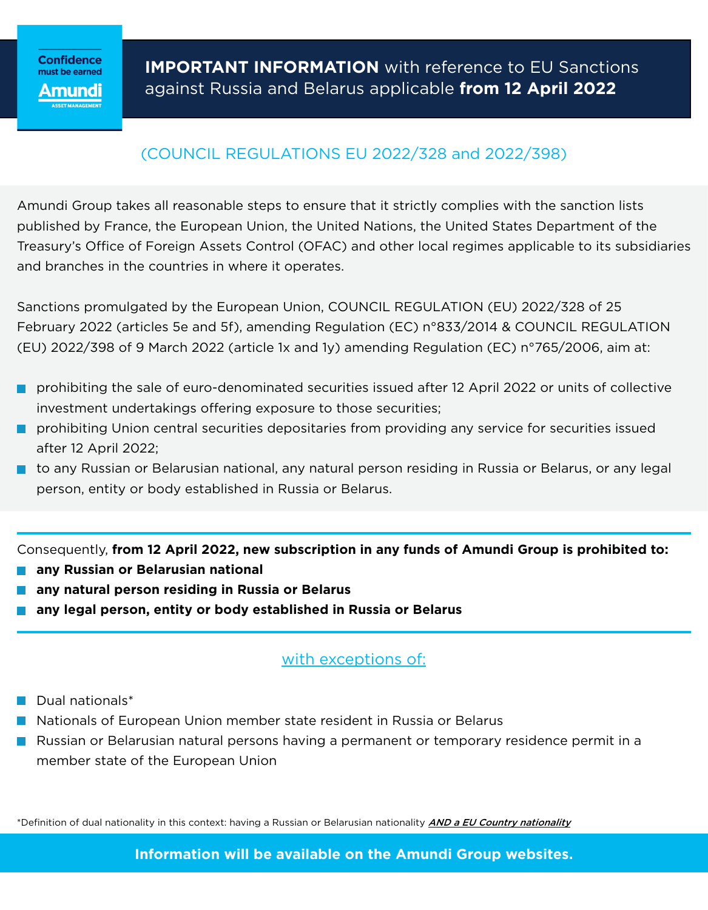Confidence must be earned

Amundi ASSET MANAGEMENT

# **IMPORTANT INFORMATION** with reference to EU Sanctions against Russia and Belarus applicable **from 12 April 2022**

## (COUNCIL REGULATIONS EU 2022/328 and 2022/398)

Amundi Group takes all reasonable steps to ensure that it strictly complies with the sanction lists published by France, the European Union, the United Nations, the United States Department of the Treasury's Office of Foreign Assets Control (OFAC) and other local regimes applicable to its subsidiaries and branches in the countries in where it operates.

Sanctions promulgated by the European Union, COUNCIL REGULATION (EU) 2022/328 of 25 February 2022 (articles 5e and 5f), amending Regulation (EC) n°833/2014 & COUNCIL REGULATION (EU) 2022/398 of 9 March 2022 (article 1x and 1y) amending Regulation (EC) n°765/2006, aim at:

- prohibiting the sale of euro-denominated securities issued after 12 April 2022 or units of collective investment undertakings offering exposure to those securities;
- prohibiting Union central securities depositaries from providing any service for securities issued after 12 April 2022;
- to any Russian or Belarusian national, any natural person residing in Russia or Belarus, or any legal person, entity or body established in Russia or Belarus.

Consequently, **from 12 April 2022, new subscription in any funds of Amundi Group is prohibited to:**

- **any Russian or Belarusian national**
- **any natural person residing in Russia or Belarus**
- **any legal person, entity or body established in Russia or Belarus**

## with exceptions of:

- Dual nationals*
- Nationals of European Union member state resident in Russia or Belarus
- Russian or Belarusian natural persons having a permanent or temporary residence permit in a member state of the European Union

*Definition of dual nationality in this context: having a Russian or Belarusian nationality ***AND a EU Country nationality***

**Information will be available on the Amundi Group websites.**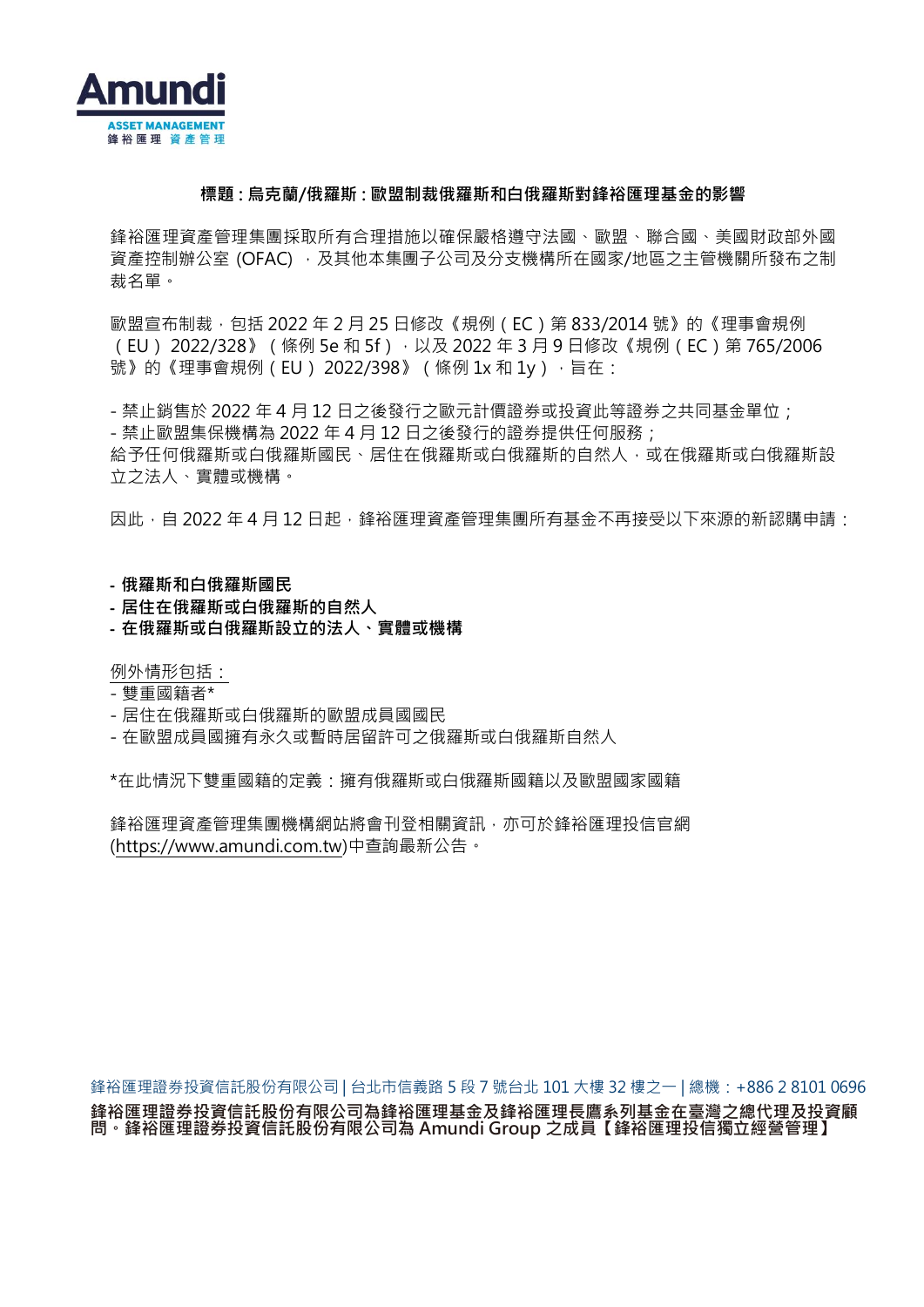**標題：烏克蘭/俄羅斯：歐盟制裁俄羅斯和白俄羅斯對鋒裕匯理基金的影響**

鋒裕匯理資產管理集團採取所有合理措施以確保嚴格遵守法國、歐盟、聯合國、美國財政部外國資產控制辦公室 (OFAC) ，及其他本集團子公司及分支機構所在國家/地區之主管機關所發布之制裁名單。

歐盟宣布制裁，包括 2022 年 2 月 25 日修改《規例（EC）第 833/2014 號》的《理事會規例（EU） 2022/328》（條例 5e 和 5f），以及 2022 年 3 月 9 日修改《規例（EC）第 765/2006 號》的《理事會規例（EU） 2022/398》（條例 1x 和 1y），旨在：

- 禁止銷售於 2022 年 4 月 12 日之後發行之歐元計價證券或投資此等證券之共同基金單位；
- 禁止歐盟集保機構為 2022 年 4 月 12 日之後發行的證券提供任何服務；

給予任何俄羅斯或白俄羅斯國民、居住在俄羅斯或白俄羅斯的自然人，或在俄羅斯或白俄羅斯設立之法人、實體或機構。

因此，自 2022 年 4 月 12 日起，鋒裕匯理資產管理集團所有基金不再接受以下來源的新認購申請：

- **俄羅斯和白俄羅斯國民**
- **居住在俄羅斯或白俄羅斯的自然人**
- **在俄羅斯或白俄羅斯設立的法人、實體或機構**

例外情形包括：
- 雙重國籍者*
- 居住在俄羅斯或白俄羅斯的歐盟成員國國民
- 在歐盟成員國擁有永久或暫時居留許可之俄羅斯或白俄羅斯自然人

*在此情況下雙重國籍的定義：擁有俄羅斯或白俄羅斯國籍以及歐盟國家國籍

鋒裕匯理資產管理集團機構網站將會刊登相關資訊，亦可於鋒裕匯理投信官網(https://www.amundi.com.tw)中查詢最新公告。